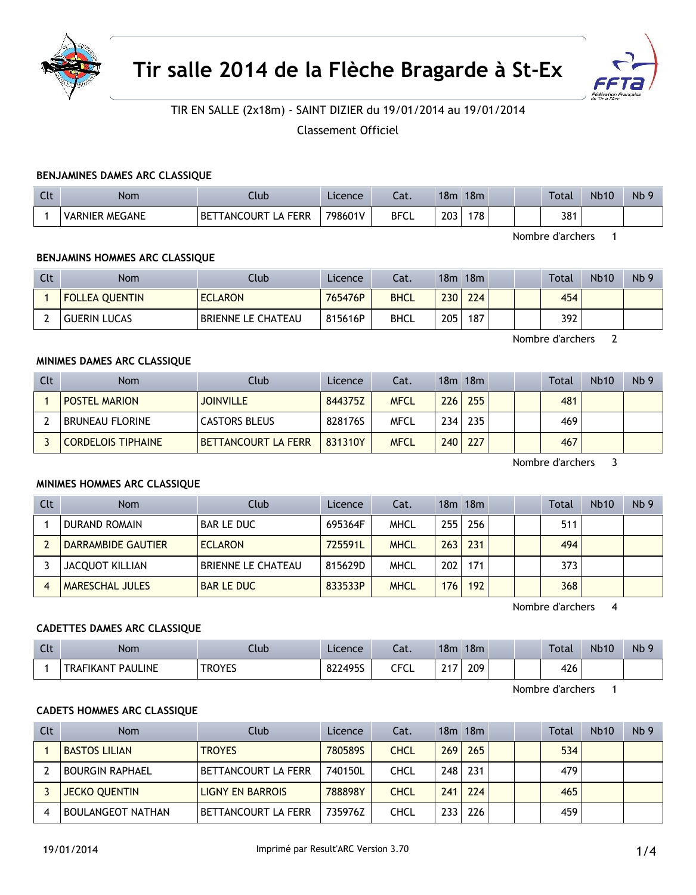# Tir salle 2014 de la Flèche Bragarde à St-Ex

TIR EN SALLE (2x18m) - SAINT DIZIER du 19/01/2014 au 19/01/2014

Classement Officiel

### BENJAMINES DAMES ARC CLASSIQUE

| Clt | Nom | Club | Licence | Cat. | 18m | 18m | | | Total | Nb10 | Nb 9 |
|---|---|---|---|---|---|---|---|---|---|---|---|
| 1 | VARNIER MEGANE | BETTANCOURT LA FERR | 798601V | BFCL | 203 | 178 | | | 381 | | |

Nombre d'archers 1

### BENJAMINS HOMMES ARC CLASSIQUE

| Clt | Nom | Club | Licence | Cat. | 18m | 18m | | | Total | Nb10 | Nb 9 |
|---|---|---|---|---|---|---|---|---|---|---|---|
| 1 | FOLLEA QUENTIN | ECLARON | 765476P | BHCL | 230 | 224 | | | 454 | | |
| 2 | GUERIN LUCAS | BRIENNE LE CHATEAU | 815616P | BHCL | 205 | 187 | | | 392 | | |

Nombre d'archers 2

### MINIMES DAMES ARC CLASSIQUE

| Clt | Nom | Club | Licence | Cat. | 18m | 18m | | | Total | Nb10 | Nb 9 |
|---|---|---|---|---|---|---|---|---|---|---|---|
| 1 | POSTEL MARION | JOINVILLE | 844375Z | MFCL | 226 | 255 | | | 481 | | |
| 2 | BRUNEAU FLORINE | CASTORS BLEUS | 828176S | MFCL | 234 | 235 | | | 469 | | |
| 3 | CORDELOIS TIPHAINE | BETTANCOURT LA FERR | 831310Y | MFCL | 240 | 227 | | | 467 | | |

Nombre d'archers 3

### MINIMES HOMMES ARC CLASSIQUE

| Clt | Nom | Club | Licence | Cat. | 18m | 18m | | | Total | Nb10 | Nb 9 |
|---|---|---|---|---|---|---|---|---|---|---|---|
| 1 | DURAND ROMAIN | BAR LE DUC | 695364F | MHCL | 255 | 256 | | | 511 | | |
| 2 | DARRAMBIDE GAUTIER | ECLARON | 725591L | MHCL | 263 | 231 | | | 494 | | |
| 3 | JACQUOT KILLIAN | BRIENNE LE CHATEAU | 815629D | MHCL | 202 | 171 | | | 373 | | |
| 4 | MARESCHAL JULES | BAR LE DUC | 833533P | MHCL | 176 | 192 | | | 368 | | |

Nombre d'archers 4

### CADETTES DAMES ARC CLASSIQUE

| Clt | Nom | Club | Licence | Cat. | 18m | 18m | | | Total | Nb10 | Nb 9 |
|---|---|---|---|---|---|---|---|---|---|---|---|
| 1 | TRAFIKANT PAULINE | TROYES | 822495S | CFCL | 217 | 209 | | | 426 | | |

Nombre d'archers 1

### CADETS HOMMES ARC CLASSIQUE

| Clt | Nom | Club | Licence | Cat. | 18m | 18m | | | Total | Nb10 | Nb 9 |
|---|---|---|---|---|---|---|---|---|---|---|---|
| 1 | BASTOS LILIAN | TROYES | 780589S | CHCL | 269 | 265 | | | 534 | | |
| 2 | BOURGIN RAPHAEL | BETTANCOURT LA FERR | 740150L | CHCL | 248 | 231 | | | 479 | | |
| 3 | JECKO QUENTIN | LIGNY EN BARROIS | 788898Y | CHCL | 241 | 224 | | | 465 | | |
| 4 | BOULANGEOT NATHAN | BETTANCOURT LA FERR | 735976Z | CHCL | 233 | 226 | | | 459 | | |

19/01/2014 Imprimé par Result'ARC Version 3.70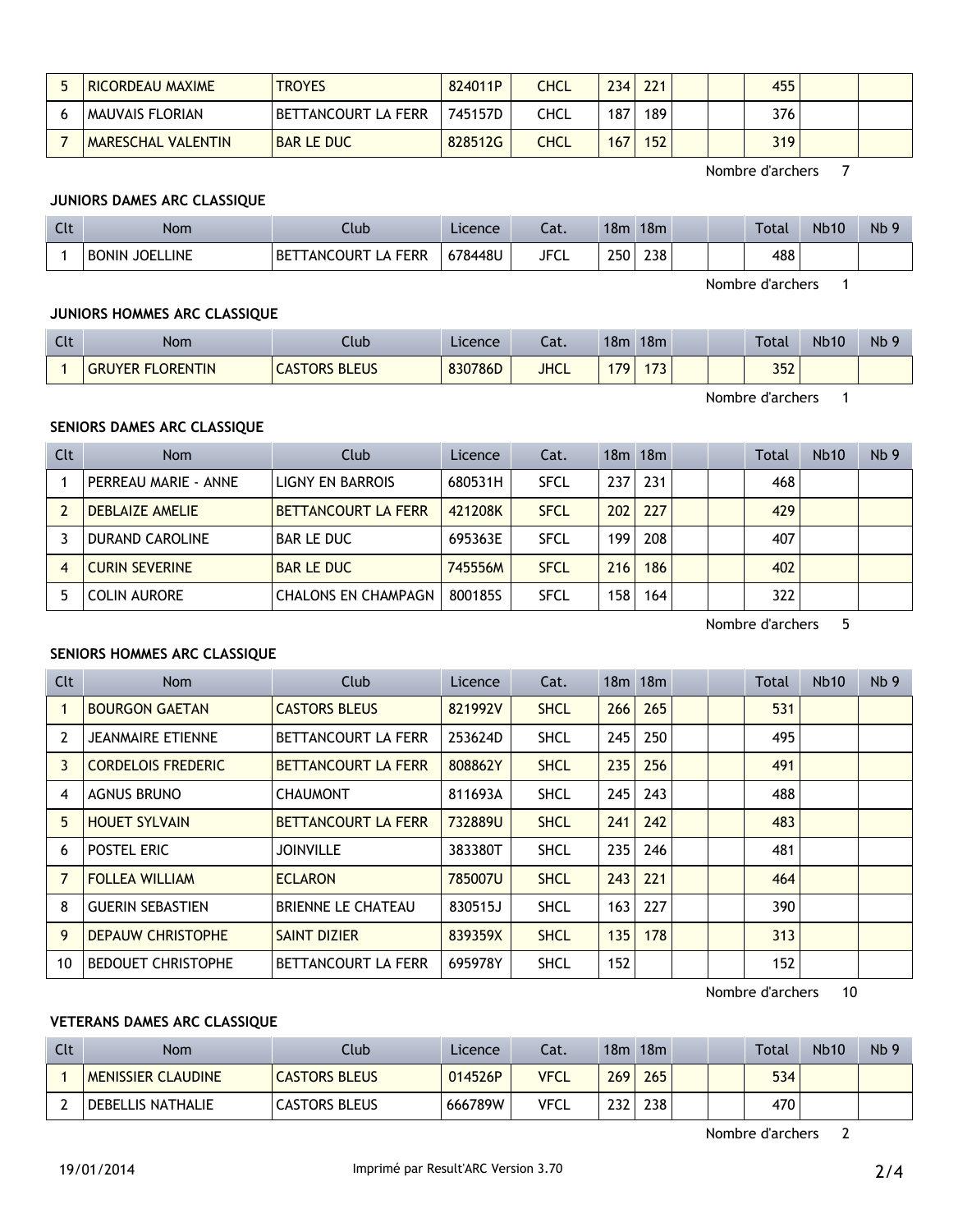| Clt | Nom | Club | Licence | Cat. | 18m | 18m | | | Total | Nb10 | Nb 9 |
|---|---|---|---|---|---|---|---|---|---|---|---|
| 5 | RICORDEAU MAXIME | TROYES | 824011P | CHCL | 234 | 221 | | | 455 | | |
| 6 | MAUVAIS FLORIAN | BETTANCOURT LA FERR | 745157D | CHCL | 187 | 189 | | | 376 | | |
| 7 | MARESCHAL VALENTIN | BAR LE DUC | 828512G | CHCL | 167 | 152 | | | 319 | | |

Nombre d'archers 7

### JUNIORS DAMES ARC CLASSIQUE

| Clt | Nom | Club | Licence | Cat. | 18m | 18m | | | Total | Nb10 | Nb 9 |
|---|---|---|---|---|---|---|---|---|---|---|---|
| 1 | BONIN JOELLINE | BETTANCOURT LA FERR | 678448U | JFCL | 250 | 238 | | | 488 | | |

Nombre d'archers 1

### JUNIORS HOMMES ARC CLASSIQUE

| Clt | Nom | Club | Licence | Cat. | 18m | 18m | | | Total | Nb10 | Nb 9 |
|---|---|---|---|---|---|---|---|---|---|---|---|
| 1 | GRUYER FLORENTIN | CASTORS BLEUS | 830786D | JHCL | 179 | 173 | | | 352 | | |

Nombre d'archers 1

### SENIORS DAMES ARC CLASSIQUE

| Clt | Nom | Club | Licence | Cat. | 18m | 18m | | | Total | Nb10 | Nb 9 |
|---|---|---|---|---|---|---|---|---|---|---|---|
| 1 | PERREAU MARIE - ANNE | LIGNY EN BARROIS | 680531H | SFCL | 237 | 231 | | | 468 | | |
| 2 | DEBLAIZE AMELIE | BETTANCOURT LA FERR | 421208K | SFCL | 202 | 227 | | | 429 | | |
| 3 | DURAND CAROLINE | BAR LE DUC | 695363E | SFCL | 199 | 208 | | | 407 | | |
| 4 | CURIN SEVERINE | BAR LE DUC | 745556M | SFCL | 216 | 186 | | | 402 | | |
| 5 | COLIN AURORE | CHALONS EN CHAMPAGN | 800185S | SFCL | 158 | 164 | | | 322 | | |

Nombre d'archers 5

### SENIORS HOMMES ARC CLASSIQUE

| Clt | Nom | Club | Licence | Cat. | 18m | 18m | | | Total | Nb10 | Nb 9 |
|---|---|---|---|---|---|---|---|---|---|---|---|
| 1 | BOURGON GAETAN | CASTORS BLEUS | 821992V | SHCL | 266 | 265 | | | 531 | | |
| 2 | JEANMAIRE ETIENNE | BETTANCOURT LA FERR | 253624D | SHCL | 245 | 250 | | | 495 | | |
| 3 | CORDELOIS FREDERIC | BETTANCOURT LA FERR | 808862Y | SHCL | 235 | 256 | | | 491 | | |
| 4 | AGNUS BRUNO | CHAUMONT | 811693A | SHCL | 245 | 243 | | | 488 | | |
| 5 | HOUET SYLVAIN | BETTANCOURT LA FERR | 732889U | SHCL | 241 | 242 | | | 483 | | |
| 6 | POSTEL ERIC | JOINVILLE | 383380T | SHCL | 235 | 246 | | | 481 | | |
| 7 | FOLLEA WILLIAM | ECLARON | 785007U | SHCL | 243 | 221 | | | 464 | | |
| 8 | GUERIN SEBASTIEN | BRIENNE LE CHATEAU | 830515J | SHCL | 163 | 227 | | | 390 | | |
| 9 | DEPAUW CHRISTOPHE | SAINT DIZIER | 839359X | SHCL | 135 | 178 | | | 313 | | |
| 10 | BEDOUET CHRISTOPHE | BETTANCOURT LA FERR | 695978Y | SHCL | 152 | | | | 152 | | |

Nombre d'archers 10

### VETERANS DAMES ARC CLASSIQUE

| Clt | Nom | Club | Licence | Cat. | 18m | 18m | | | Total | Nb10 | Nb 9 |
|---|---|---|---|---|---|---|---|---|---|---|---|
| 1 | MENISSIER CLAUDINE | CASTORS BLEUS | 014526P | VFCL | 269 | 265 | | | 534 | | |
| 2 | DEBELLIS NATHALIE | CASTORS BLEUS | 666789W | VFCL | 232 | 238 | | | 470 | | |

Nombre d'archers 2

19/01/2014 Imprimé par Result'ARC Version 3.70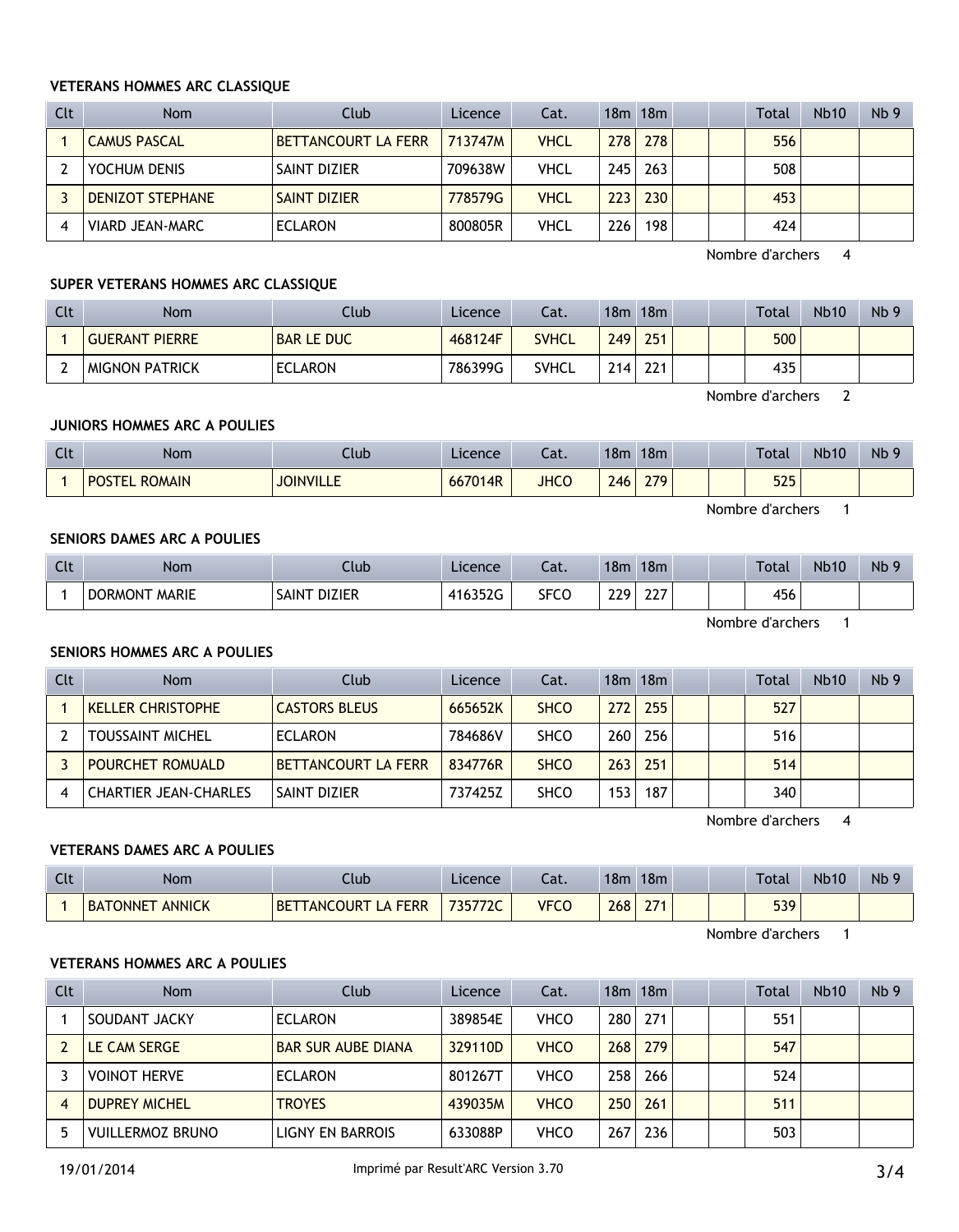### VETERANS HOMMES ARC CLASSIQUE

| Clt | Nom | Club | Licence | Cat. | 18m | 18m | | | Total | Nb10 | Nb 9 |
|---|---|---|---|---|---|---|---|---|---|---|---|
| 1 | CAMUS PASCAL | BETTANCOURT LA FERR | 713747M | VHCL | 278 | 278 | | | 556 | | |
| 2 | YOCHUM DENIS | SAINT DIZIER | 709638W | VHCL | 245 | 263 | | | 508 | | |
| 3 | DENIZOT STEPHANE | SAINT DIZIER | 778579G | VHCL | 223 | 230 | | | 453 | | |
| 4 | VIARD JEAN-MARC | ECLARON | 800805R | VHCL | 226 | 198 | | | 424 | | |

Nombre d'archers 4

### SUPER VETERANS HOMMES ARC CLASSIQUE

| Clt | Nom | Club | Licence | Cat. | 18m | 18m | | | Total | Nb10 | Nb 9 |
|---|---|---|---|---|---|---|---|---|---|---|---|
| 1 | GUERANT PIERRE | BAR LE DUC | 468124F | SVHCL | 249 | 251 | | | 500 | | |
| 2 | MIGNON PATRICK | ECLARON | 786399G | SVHCL | 214 | 221 | | | 435 | | |

Nombre d'archers 2

### JUNIORS HOMMES ARC A POULIES

| Clt | Nom | Club | Licence | Cat. | 18m | 18m | | | Total | Nb10 | Nb 9 |
|---|---|---|---|---|---|---|---|---|---|---|---|
| 1 | POSTEL ROMAIN | JOINVILLE | 667014R | JHCO | 246 | 279 | | | 525 | | |

Nombre d'archers 1

### SENIORS DAMES ARC A POULIES

| Clt | Nom | Club | Licence | Cat. | 18m | 18m | | | Total | Nb10 | Nb 9 |
|---|---|---|---|---|---|---|---|---|---|---|---|
| 1 | DORMONT MARIE | SAINT DIZIER | 416352G | SFCO | 229 | 227 | | | 456 | | |

Nombre d'archers 1

### SENIORS HOMMES ARC A POULIES

| Clt | Nom | Club | Licence | Cat. | 18m | 18m | | | Total | Nb10 | Nb 9 |
|---|---|---|---|---|---|---|---|---|---|---|---|
| 1 | KELLER CHRISTOPHE | CASTORS BLEUS | 665652K | SHCO | 272 | 255 | | | 527 | | |
| 2 | TOUSSAINT MICHEL | ECLARON | 784686V | SHCO | 260 | 256 | | | 516 | | |
| 3 | POURCHET ROMUALD | BETTANCOURT LA FERR | 834776R | SHCO | 263 | 251 | | | 514 | | |
| 4 | CHARTIER JEAN-CHARLES | SAINT DIZIER | 737425Z | SHCO | 153 | 187 | | | 340 | | |

Nombre d'archers 4

### VETERANS DAMES ARC A POULIES

| Clt | Nom | Club | Licence | Cat. | 18m | 18m | | | Total | Nb10 | Nb 9 |
|---|---|---|---|---|---|---|---|---|---|---|---|
| 1 | BATONNET ANNICK | BETTANCOURT LA FERR | 735772C | VFCO | 268 | 271 | | | 539 | | |

Nombre d'archers 1

### VETERANS HOMMES ARC A POULIES

| Clt | Nom | Club | Licence | Cat. | 18m | 18m | | | Total | Nb10 | Nb 9 |
|---|---|---|---|---|---|---|---|---|---|---|---|
| 1 | SOUDANT JACKY | ECLARON | 389854E | VHCO | 280 | 271 | | | 551 | | |
| 2 | LE CAM SERGE | BAR SUR AUBE DIANA | 329110D | VHCO | 268 | 279 | | | 547 | | |
| 3 | VOINOT HERVE | ECLARON | 801267T | VHCO | 258 | 266 | | | 524 | | |
| 4 | DUPREY MICHEL | TROYES | 439035M | VHCO | 250 | 261 | | | 511 | | |
| 5 | VUILLERMOZ BRUNO | LIGNY EN BARROIS | 633088P | VHCO | 267 | 236 | | | 503 | | |

19/01/2014 Imprimé par Result'ARC Version 3.70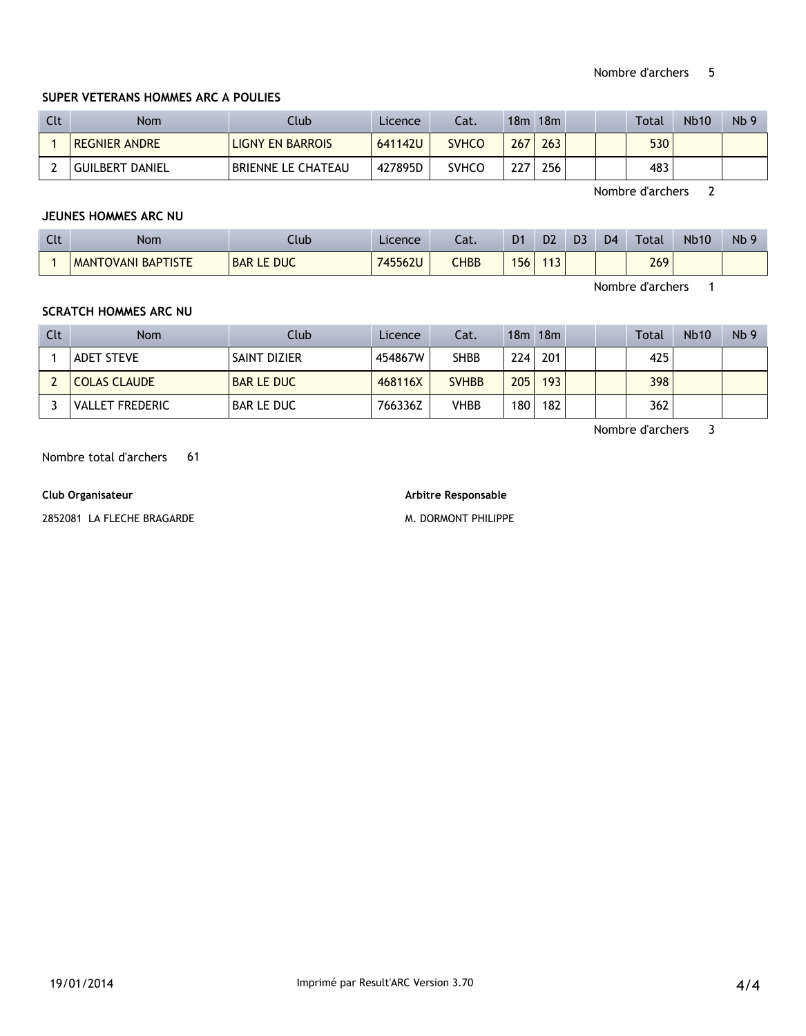Nombre d'archers 5

### SUPER VETERANS HOMMES ARC A POULIES

| Clt | Nom | Club | Licence | Cat. | 18m | 18m | | | Total | Nb10 | Nb 9 |
|---|---|---|---|---|---|---|---|---|---|---|---|
| 1 | REGNIER ANDRE | LIGNY EN BARROIS | 641142U | SVHCO | 267 | 263 | | | 530 | | |
| 2 | GUILBERT DANIEL | BRIENNE LE CHATEAU | 427895D | SVHCO | 227 | 256 | | | 483 | | |

Nombre d'archers 2

### JEUNES HOMMES ARC NU

| Clt | Nom | Club | Licence | Cat. | D1 | D2 | D3 | D4 | Total | Nb10 | Nb 9 |
|---|---|---|---|---|---|---|---|---|---|---|---|
| 1 | MANTOVANI BAPTISTE | BAR LE DUC | 745562U | CHBB | 156 | 113 | | | 269 | | |

Nombre d'archers 1

### SCRATCH HOMMES ARC NU

| Clt | Nom | Club | Licence | Cat. | 18m | 18m | | | Total | Nb10 | Nb 9 |
|---|---|---|---|---|---|---|---|---|---|---|---|
| 1 | ADET STEVE | SAINT DIZIER | 454867W | SHBB | 224 | 201 | | | 425 | | |
| 2 | COLAS CLAUDE | BAR LE DUC | 468116X | SVHBB | 205 | 193 | | | 398 | | |
| 3 | VALLET FREDERIC | BAR LE DUC | 766336Z | VHBB | 180 | 182 | | | 362 | | |

Nombre d'archers 3

Nombre total d'archers 61

**Club Organisateur**

2852081 LA FLECHE BRAGARDE

**Arbitre Responsable**

M. DORMONT PHILIPPE

19/01/2014 Imprimé par Result'ARC Version 3.70